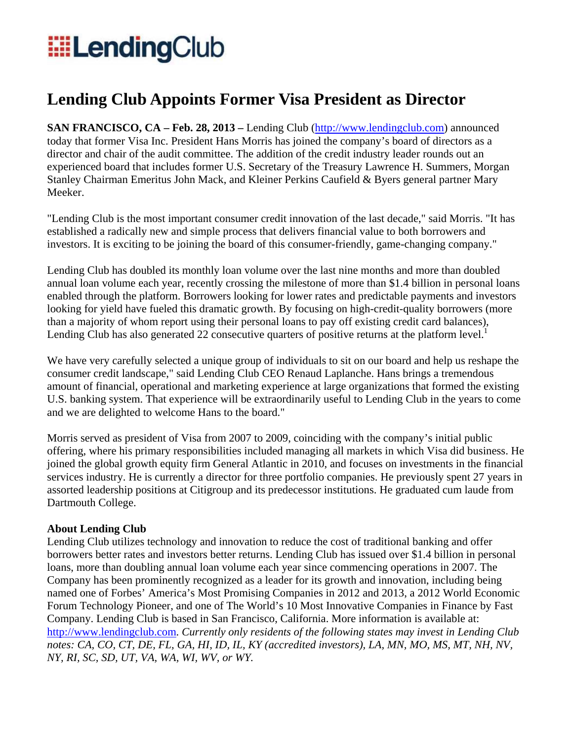# Lending Club Appoints Former Visa President as Director

**SAN FRANCISCO, CA – Feb. 28, 2013 –** Lending Club (http://www.lendingclub.com) announced today that former Visa Inc. President Hans Morris has joined the company's board of directors as a director and chair of the audit committee. The addition of the credit industry leader rounds out an experienced board that includes former U.S. Secretary of the Treasury Lawrence H. Summers, Morgan Stanley Chairman Emeritus John Mack, and Kleiner Perkins Caufield & Byers general partner Mary Meeker.

"Lending Club is the most important consumer credit innovation of the last decade," said Morris. "It has established a radically new and simple process that delivers financial value to both borrowers and investors. It is exciting to be joining the board of this consumer-friendly, game-changing company."

Lending Club has doubled its monthly loan volume over the last nine months and more than doubled annual loan volume each year, recently crossing the milestone of more than $1.4 billion in personal loans enabled through the platform. Borrowers looking for lower rates and predictable payments and investors looking for yield have fueled this dramatic growth. By focusing on high-credit-quality borrowers (more than a majority of whom report using their personal loans to pay off existing credit card balances), Lending Club has also generated 22 consecutive quarters of positive returns at the platform level.[1]

We have very carefully selected a unique group of individuals to sit on our board and help us reshape the consumer credit landscape," said Lending Club CEO Renaud Laplanche. Hans brings a tremendous amount of financial, operational and marketing experience at large organizations that formed the existing U.S. banking system. That experience will be extraordinarily useful to Lending Club in the years to come and we are delighted to welcome Hans to the board."

Morris served as president of Visa from 2007 to 2009, coinciding with the company's initial public offering, where his primary responsibilities included managing all markets in which Visa did business. He joined the global growth equity firm General Atlantic in 2010, and focuses on investments in the financial services industry. He is currently a director for three portfolio companies. He previously spent 27 years in assorted leadership positions at Citigroup and its predecessor institutions. He graduated cum laude from Dartmouth College.

**About Lending Club**

Lending Club utilizes technology and innovation to reduce the cost of traditional banking and offer borrowers better rates and investors better returns. Lending Club has issued over $1.4 billion in personal loans, more than doubling annual loan volume each year since commencing operations in 2007. The Company has been prominently recognized as a leader for its growth and innovation, including being named one of Forbes' America's Most Promising Companies in 2012 and 2013, a 2012 World Economic Forum Technology Pioneer, and one of The World's 10 Most Innovative Companies in Finance by Fast Company. Lending Club is based in San Francisco, California. More information is available at: http://www.lendingclub.com. *Currently only residents of the following states may invest in Lending Club notes: CA, CO, CT, DE, FL, GA, HI, ID, IL, KY (accredited investors), LA, MN, MO, MS, MT, NH, NV, NY, RI, SC, SD, UT, VA, WA, WI, WV, or WY.*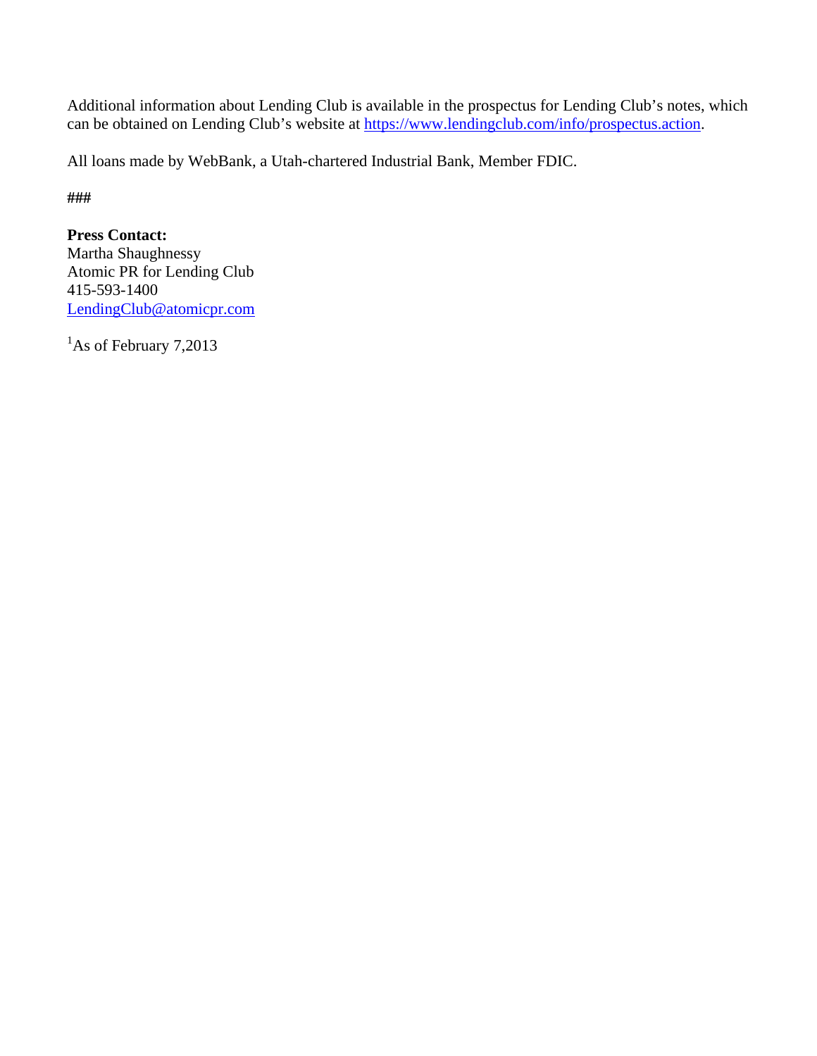Additional information about Lending Club is available in the prospectus for Lending Club's notes, which can be obtained on Lending Club's website at https://www.lendingclub.com/info/prospectus.action.

All loans made by WebBank, a Utah-chartered Industrial Bank, Member FDIC.

###

**Press Contact:**
Martha Shaughnessy
Atomic PR for Lending Club
415-593-1400
LendingClub@atomicpr.com

[1]As of February 7,2013